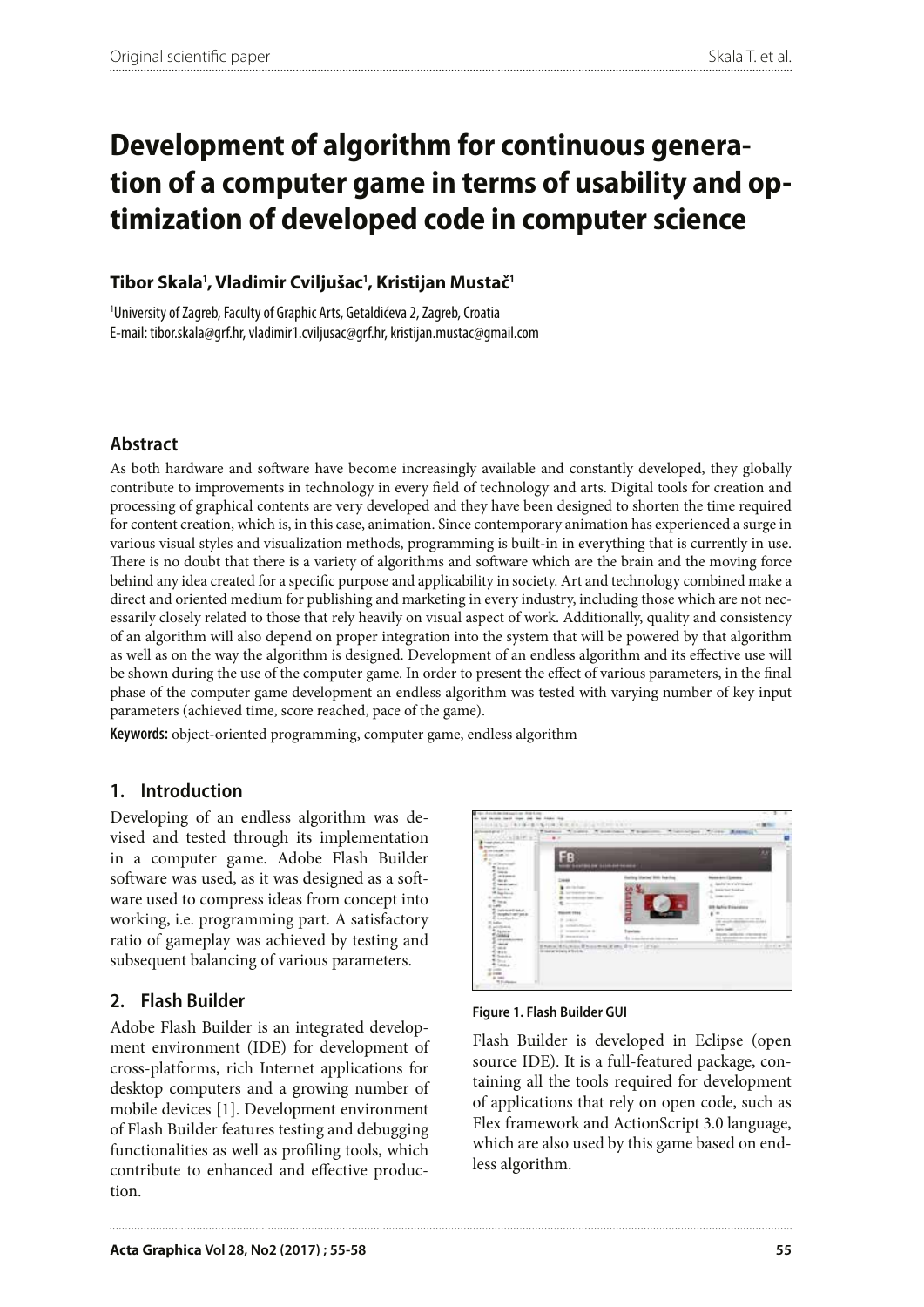# Development of algorithm for continuous generation of a computer game in terms of usability and optimization of developed code in computer science

**Tibor Skala[1], Vladimir Cviljušac[1], Kristijan Mustač[1]**

[1]University of Zagreb, Faculty of Graphic Arts, Getaldićeva 2, Zagreb, Croatia
E-mail: tibor.skala@grf.hr, vladimir1.cviljusac@grf.hr, kristijan.mustac@gmail.com

## Abstract

As both hardware and software have become increasingly available and constantly developed, they globally contribute to improvements in technology in every field of technology and arts. Digital tools for creation and processing of graphical contents are very developed and they have been designed to shorten the time required for content creation, which is, in this case, animation. Since contemporary animation has experienced a surge in various visual styles and visualization methods, programming is built-in in everything that is currently in use. There is no doubt that there is a variety of algorithms and software which are the brain and the moving force behind any idea created for a specific purpose and applicability in society. Art and technology combined make a direct and oriented medium for publishing and marketing in every industry, including those which are not necessarily closely related to those that rely heavily on visual aspect of work. Additionally, quality and consistency of an algorithm will also depend on proper integration into the system that will be powered by that algorithm as well as on the way the algorithm is designed. Development of an endless algorithm and its effective use will be shown during the use of the computer game. In order to present the effect of various parameters, in the final phase of the computer game development an endless algorithm was tested with varying number of key input parameters (achieved time, score reached, pace of the game).

**Keywords:** object-oriented programming, computer game, endless algorithm

## 1. Introduction

Developing of an endless algorithm was devised and tested through its implementation in a computer game. Adobe Flash Builder software was used, as it was designed as a software used to compress ideas from concept into working, i.e. programming part. A satisfactory ratio of gameplay was achieved by testing and subsequent balancing of various parameters.

## 2. Flash Builder

Adobe Flash Builder is an integrated development environment (IDE) for development of cross-platforms, rich Internet applications for desktop computers and a growing number of mobile devices [1]. Development environment of Flash Builder features testing and debugging functionalities as well as profiling tools, which contribute to enhanced and effective production.

**Figure 1. Flash Builder GUI**

Flash Builder is developed in Eclipse (open source IDE). It is a full-featured package, containing all the tools required for development of applications that rely on open code, such as Flex framework and ActionScript 3.0 language, which are also used by this game based on endless algorithm.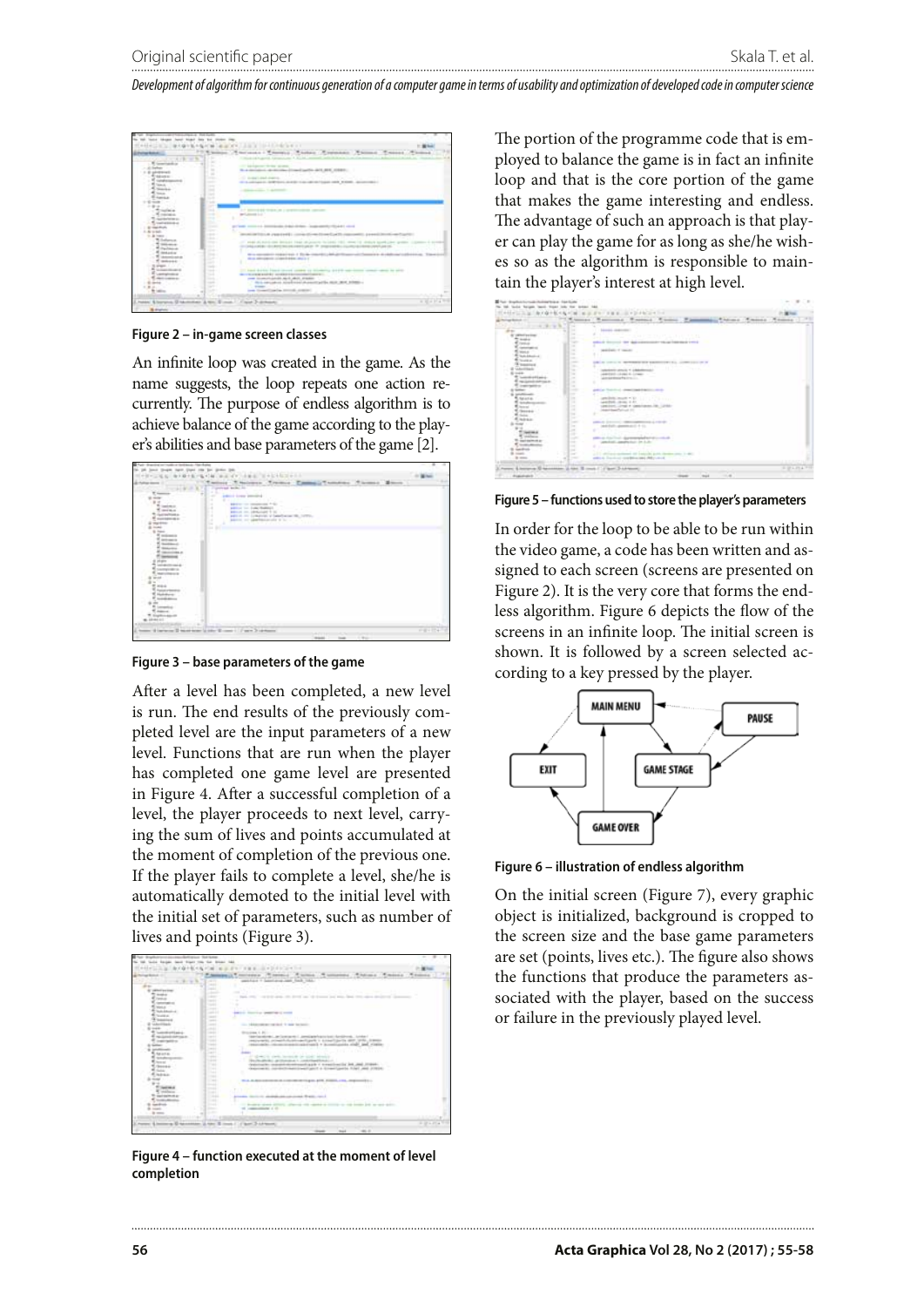Figure 2 – in-game screen classes

An infinite loop was created in the game. As the name suggests, the loop repeats one action recurrently. The purpose of endless algorithm is to achieve balance of the game according to the player's abilities and base parameters of the game [2].

Figure 3 – base parameters of the game

After a level has been completed, a new level is run. The end results of the previously completed level are the input parameters of a new level. Functions that are run when the player has completed one game level are presented in Figure 4. After a successful completion of a level, the player proceeds to next level, carrying the sum of lives and points accumulated at the moment of completion of the previous one. If the player fails to complete a level, she/he is automatically demoted to the initial level with the initial set of parameters, such as number of lives and points (Figure 3).

Figure 4 – function executed at the moment of level completion

The portion of the programme code that is employed to balance the game is in fact an infinite loop and that is the core portion of the game that makes the game interesting and endless. The advantage of such an approach is that player can play the game for as long as she/he wishes so as the algorithm is responsible to maintain the player's interest at high level.

Figure 5 – functions used to store the player's parameters

In order for the loop to be able to be run within the video game, a code has been written and assigned to each screen (screens are presented on Figure 2). It is the very core that forms the endless algorithm. Figure 6 depicts the flow of the screens in an infinite loop. The initial screen is shown. It is followed by a screen selected according to a key pressed by the player.

Figure 6 – illustration of endless algorithm

On the initial screen (Figure 7), every graphic object is initialized, background is cropped to the screen size and the base game parameters are set (points, lives etc.). The figure also shows the functions that produce the parameters associated with the player, based on the success or failure in the previously played level.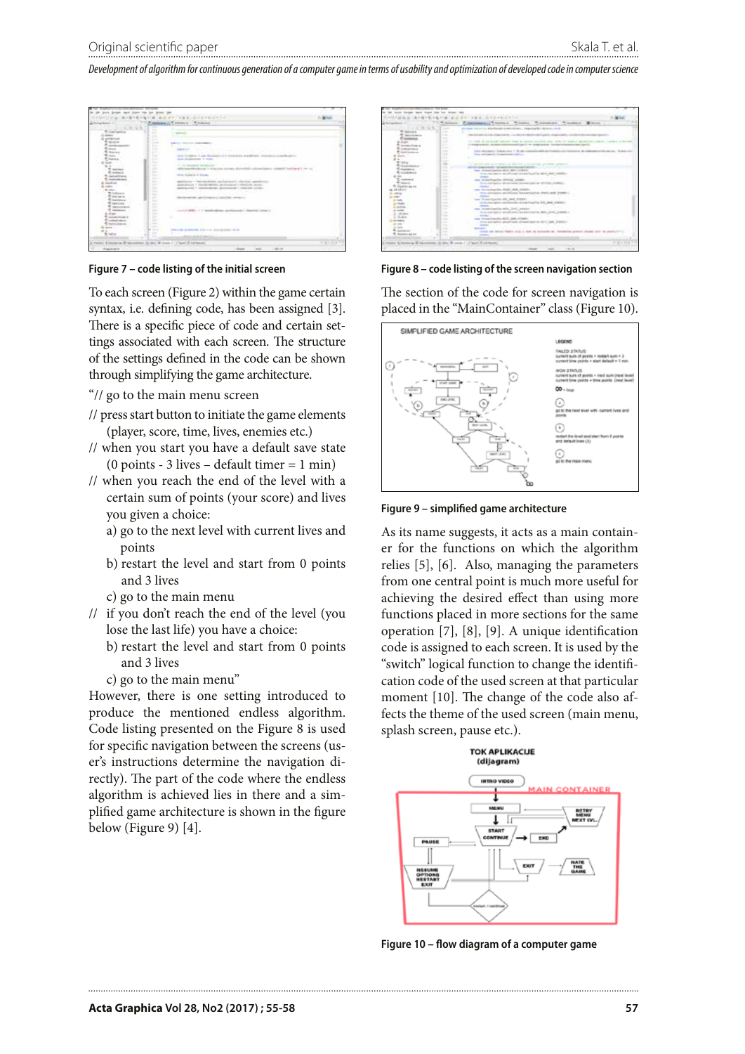Figure 7 – code listing of the initial screen

To each screen (Figure 2) within the game certain syntax, i.e. defining code, has been assigned [3]. There is a specific piece of code and certain settings associated with each screen. The structure of the settings defined in the code can be shown through simplifying the game architecture.

"// go to the main menu screen

// press start button to initiate the game elements (player, score, time, lives, enemies etc.)

// when you start you have a default save state (0 points - 3 lives – default timer = 1 min)

// when you reach the end of the level with a certain sum of points (your score) and lives you given a choice:

a) go to the next level with current lives and points

b) restart the level and start from 0 points and 3 lives

c) go to the main menu

// if you don't reach the end of the level (you lose the last life) you have a choice:

b) restart the level and start from 0 points and 3 lives

c) go to the main menu"

However, there is one setting introduced to produce the mentioned endless algorithm. Code listing presented on the Figure 8 is used for specific navigation between the screens (user's instructions determine the navigation directly). The part of the code where the endless algorithm is achieved lies in there and a simplified game architecture is shown in the figure below (Figure 9) [4].

Figure 8 – code listing of the screen navigation section

The section of the code for screen navigation is placed in the "MainContainer" class (Figure 10).

Figure 9 – simplified game architecture

As its name suggests, it acts as a main container for the functions on which the algorithm relies [5], [6]. Also, managing the parameters from one central point is much more useful for achieving the desired effect than using more functions placed in more sections for the same operation [7], [8], [9]. A unique identification code is assigned to each screen. It is used by the "switch" logical function to change the identification code of the used screen at that particular moment [10]. The change of the code also affects the theme of the used screen (main menu, splash screen, pause etc.).

Figure 10 – flow diagram of a computer game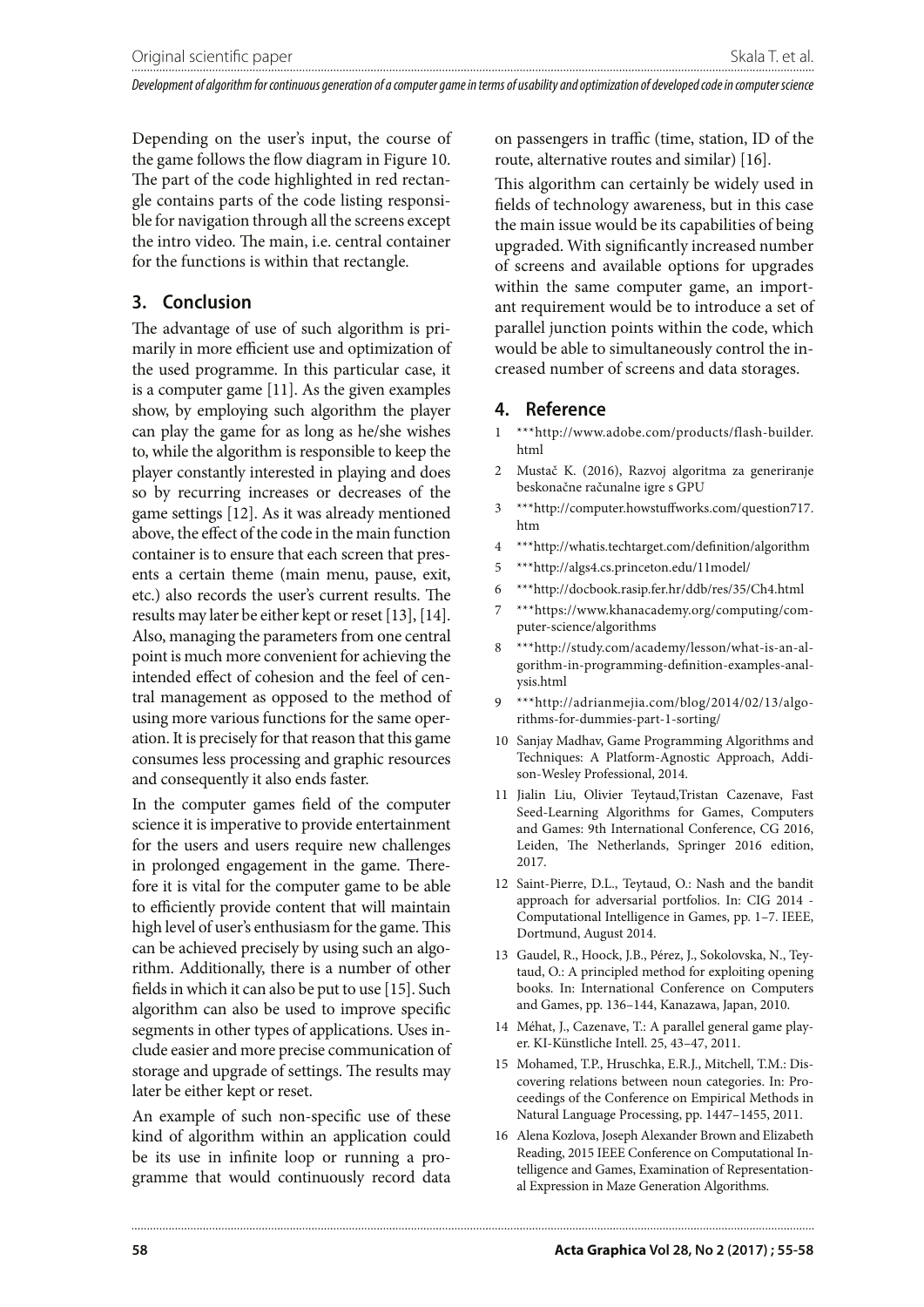Depending on the user's input, the course of the game follows the flow diagram in Figure 10. The part of the code highlighted in red rectangle contains parts of the code listing responsible for navigation through all the screens except the intro video. The main, i.e. central container for the functions is within that rectangle.

## 3. Conclusion

The advantage of use of such algorithm is primarily in more efficient use and optimization of the used programme. In this particular case, it is a computer game [11]. As the given examples show, by employing such algorithm the player can play the game for as long as he/she wishes to, while the algorithm is responsible to keep the player constantly interested in playing and does so by recurring increases or decreases of the game settings [12]. As it was already mentioned above, the effect of the code in the main function container is to ensure that each screen that presents a certain theme (main menu, pause, exit, etc.) also records the user's current results. The results may later be either kept or reset [13], [14]. Also, managing the parameters from one central point is much more convenient for achieving the intended effect of cohesion and the feel of central management as opposed to the method of using more various functions for the same operation. It is precisely for that reason that this game consumes less processing and graphic resources and consequently it also ends faster.

In the computer games field of the computer science it is imperative to provide entertainment for the users and users require new challenges in prolonged engagement in the game. Therefore it is vital for the computer game to be able to efficiently provide content that will maintain high level of user's enthusiasm for the game. This can be achieved precisely by using such an algorithm. Additionally, there is a number of other fields in which it can also be put to use [15]. Such algorithm can also be used to improve specific segments in other types of applications. Uses include easier and more precise communication of storage and upgrade of settings. The results may later be either kept or reset.

An example of such non-specific use of these kind of algorithm within an application could be its use in infinite loop or running a programme that would continuously record data on passengers in traffic (time, station, ID of the route, alternative routes and similar) [16].

This algorithm can certainly be widely used in fields of technology awareness, but in this case the main issue would be its capabilities of being upgraded. With significantly increased number of screens and available options for upgrades within the same computer game, an important requirement would be to introduce a set of parallel junction points within the code, which would be able to simultaneously control the increased number of screens and data storages.

## 4. Reference

1. ***http://www.adobe.com/products/flash-builder.html
2. Mustač K. (2016), Razvoj algoritma za generiranje beskonačne računalne igre s GPU
3. ***http://computer.howstuffworks.com/question717.htm
4. ***http://whatis.techtarget.com/definition/algorithm
5. ***http://algs4.cs.princeton.edu/11model/
6. ***http://docbook.rasip.fer.hr/ddb/res/35/Ch4.html
7. ***https://www.khanacademy.org/computing/computer-science/algorithms
8. ***http://study.com/academy/lesson/what-is-an-algorithm-in-programming-definition-examples-analysis.html
9. ***http://adrianmejia.com/blog/2014/02/13/algorithms-for-dummies-part-1-sorting/
10. Sanjay Madhav, Game Programming Algorithms and Techniques: A Platform-Agnostic Approach, Addison-Wesley Professional, 2014.
11. Jialin Liu, Olivier Teytaud,Tristan Cazenave, Fast Seed-Learning Algorithms for Games, Computers and Games: 9th International Conference, CG 2016, Leiden, The Netherlands, Springer 2016 edition, 2017.
12. Saint-Pierre, D.L., Teytaud, O.: Nash and the bandit approach for adversarial portfolios. In: CIG 2014 - Computational Intelligence in Games, pp. 1–7. IEEE, Dortmund, August 2014.
13. Gaudel, R., Hoock, J.B., Pérez, J., Sokolovska, N., Teytaud, O.: A principled method for exploiting opening books. In: International Conference on Computers and Games, pp. 136–144, Kanazawa, Japan, 2010.
14. Méhat, J., Cazenave, T.: A parallel general game player. KI-Künstliche Intell. 25, 43–47, 2011.
15. Mohamed, T.P., Hruschka, E.R.J., Mitchell, T.M.: Discovering relations between noun categories. In: Proceedings of the Conference on Empirical Methods in Natural Language Processing, pp. 1447–1455, 2011.
16. Alena Kozlova, Joseph Alexander Brown and Elizabeth Reading, 2015 IEEE Conference on Computational Intelligence and Games, Examination of Representational Expression in Maze Generation Algorithms.